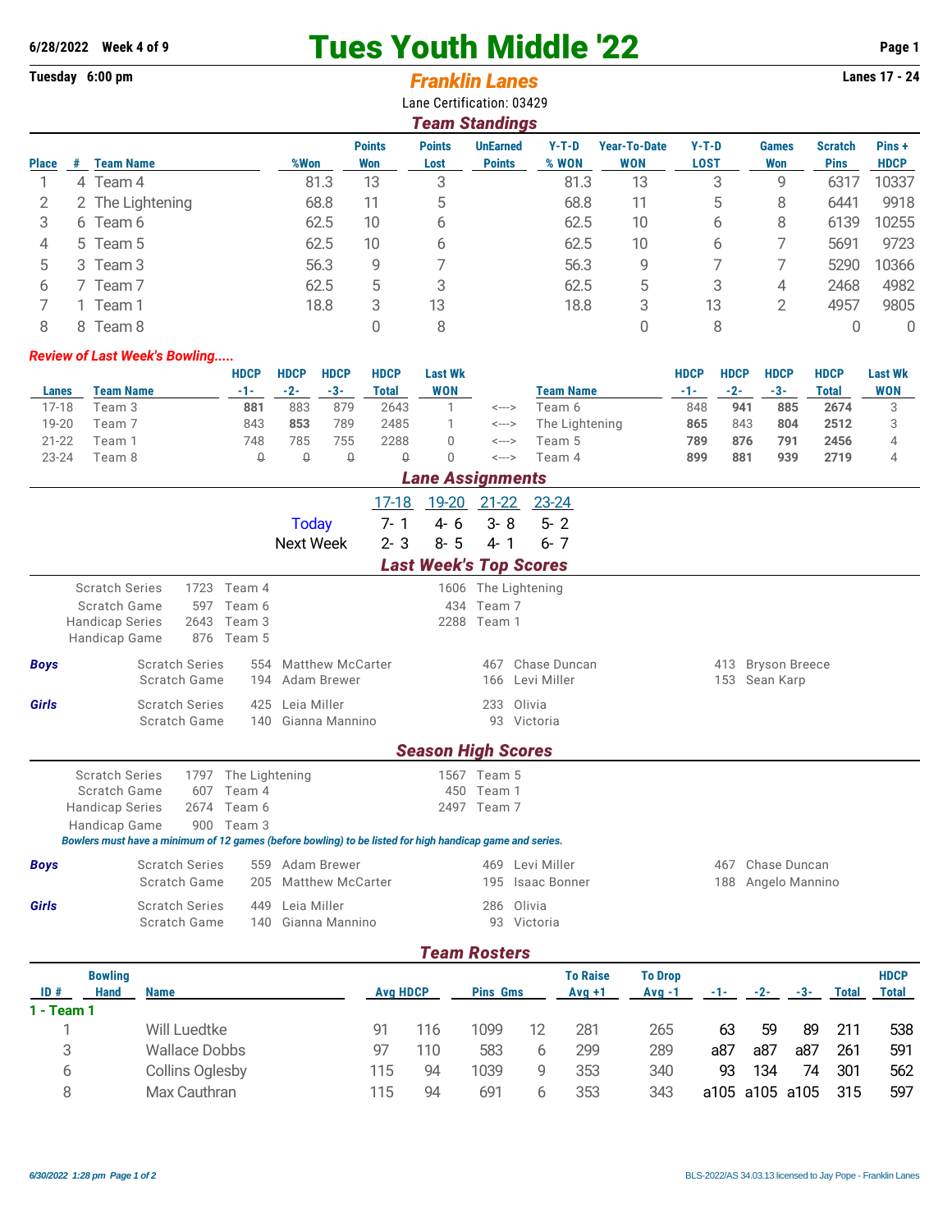6/28/2022 Week 4 of 9

# Tues Youth Middle '22

Tuesday 6:00 pm

## Franklin Lanes

Lanes 17 - 24

Lane Certification: 03429

### Team Standings

| Place | # | Team Name | %Won | Points Won | Points Lost | UnEarned Points | Y-T-D % WON | Year-To-Date WON | Y-T-D LOST | Games Won | Scratch Pins | Pins + HDCP |
|---|---|---|---|---|---|---|---|---|---|---|---|---|
| 1 | 4 | Team 4 | 81.3 | 13 | 3 | | 81.3 | 13 | 3 | 9 | 6317 | 10337 |
| 2 | 2 | The Lightening | 68.8 | 11 | 5 | | 68.8 | 11 | 5 | 8 | 6441 | 9918 |
| 3 | 6 | Team 6 | 62.5 | 10 | 6 | | 62.5 | 10 | 6 | 8 | 6139 | 10255 |
| 4 | 5 | Team 5 | 62.5 | 10 | 6 | | 62.5 | 10 | 6 | 7 | 5691 | 9723 |
| 5 | 3 | Team 3 | 56.3 | 9 | 7 | | 56.3 | 9 | 7 | 7 | 5290 | 10366 |
| 6 | 7 | Team 7 | 62.5 | 5 | 3 | | 62.5 | 5 | 3 | 4 | 2468 | 4982 |
| 7 | 1 | Team 1 | 18.8 | 3 | 13 | | 18.8 | 3 | 13 | 2 | 4957 | 9805 |
| 8 | 8 | Team 8 | | 0 | 8 | | | 0 | 8 | | 0 | 0 |

*Review of Last Week's Bowling.....*

| Lanes | Team Name | HDCP -1- | HDCP -2- | HDCP -3- | HDCP Total | Last Wk WON | | Team Name | HDCP -1- | HDCP -2- | HDCP -3- | HDCP Total | Last Wk WON |
|---|---|---|---|---|---|---|---|---|---|---|---|---|---|
| 17-18 | Team 3 | **881** | 883 | 879 | 2643 | 1 | <---> | Team 6 | 848 | **941** | **885** | **2674** | 3 |
| 19-20 | Team 7 | 843 | **853** | 789 | 2485 | 1 | <---> | The Lightening | **865** | 843 | **804** | **2512** | 3 |
| 21-22 | Team 1 | 748 | 785 | 755 | 2288 | 0 | <---> | Team 5 | **789** | **876** | **791** | **2456** | 4 |
| 23-24 | Team 8 | ~~0~~ | ~~0~~ | ~~0~~ | ~~0~~ | 0 | <---> | Team 4 | **899** | **881** | **939** | **2719** | 4 |

### Lane Assignments

| | 17-18 | 19-20 | 21-22 | 23-24 |
|---|---|---|---|---|
| Today | 7- 1 | 4- 6 | 3- 8 | 5- 2 |
| Next Week | 2- 3 | 8- 5 | 4- 1 | 6- 7 |

### Last Week's Top Scores

| | | | | |
|---|---|---|---|---|
| Scratch Series | 1723 | Team 4 | 1606 | The Lightening |
| Scratch Game | 597 | Team 6 | 434 | Team 7 |
| Handicap Series | 2643 | Team 3 | 2288 | Team 1 |
| Handicap Game | 876 | Team 5 | | |

| | | | | | | | | |
|---|---|---|---|---|---|---|---|---|
| **Boys** | Scratch Series | 554 | Matthew McCarter | 467 | Chase Duncan | 413 | Bryson Breece |
| | Scratch Game | 194 | Adam Brewer | 166 | Levi Miller | 153 | Sean Karp |
| **Girls** | Scratch Series | 425 | Leia Miller | 233 | Olivia | | |
| | Scratch Game | 140 | Gianna Mannino | 93 | Victoria | | |

### Season High Scores

| | | | | |
|---|---|---|---|---|
| Scratch Series | 1797 | The Lightening | 1567 | Team 5 |
| Scratch Game | 607 | Team 4 | 450 | Team 1 |
| Handicap Series | 2674 | Team 6 | 2497 | Team 7 |
| Handicap Game | 900 | Team 3 | | |

*Bowlers must have a minimum of 12 games (before bowling) to be listed for high handicap game and series.*

| | | | | | | | |
|---|---|---|---|---|---|---|---|
| **Boys** | Scratch Series | 559 | Adam Brewer | 469 | Levi Miller | 467 | Chase Duncan |
| | Scratch Game | 205 | Matthew McCarter | 195 | Isaac Bonner | 188 | Angelo Mannino |
| **Girls** | Scratch Series | 449 | Leia Miller | 286 | Olivia | | |
| | Scratch Game | 140 | Gianna Mannino | 93 | Victoria | | |

### Team Rosters

**1 - Team 1**

| ID # | Bowling Hand | Name | Avg | HDCP | Pins | Gms | To Raise Avg +1 | To Drop Avg -1 | -1- | -2- | -3- | Total | HDCP Total |
|---|---|---|---|---|---|---|---|---|---|---|---|---|---|
| 1 | | Will Luedtke | 91 | 116 | 1099 | 12 | 281 | 265 | 63 | 59 | 89 | 211 | 538 |
| 3 | | Wallace Dobbs | 97 | 110 | 583 | 6 | 299 | 289 | a87 | a87 | a87 | 261 | 591 |
| 6 | | Collins Oglesby | 115 | 94 | 1039 | 9 | 353 | 340 | 93 | 134 | 74 | 301 | 562 |
| 8 | | Max Cauthran | 115 | 94 | 691 | 6 | 353 | 343 | a105 | a105 | a105 | 315 | 597 |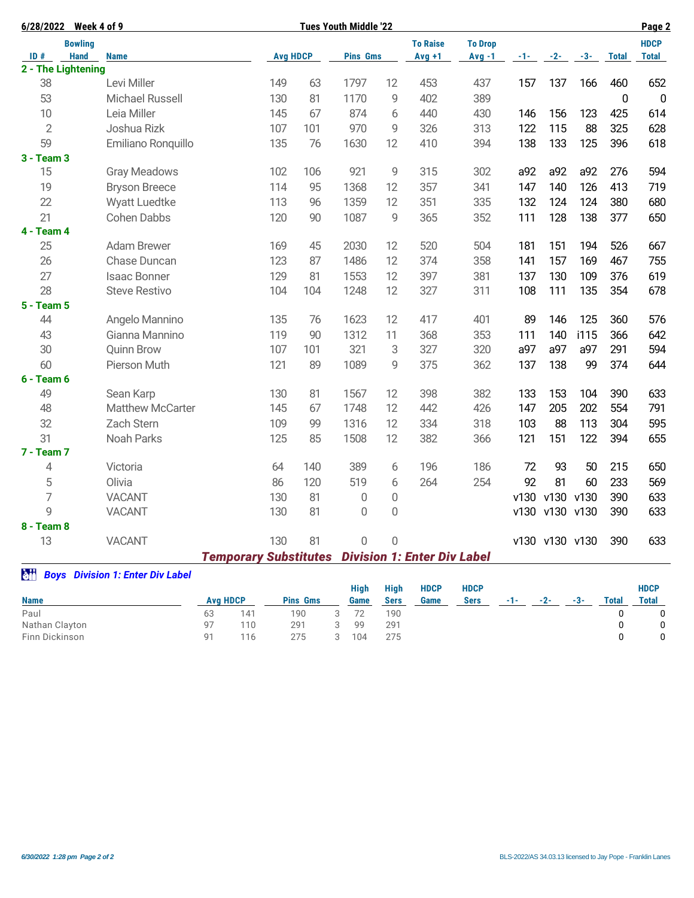6/28/2022 Week 4 of 9 **Tues Youth Middle '22**

| ID # | Bowling Hand | Name | Avg | HDCP | Pins | Gms | To Raise Avg +1 | To Drop Avg -1 | -1- | -2- | -3- | Total | HDCP Total |
|---|---|---|---|---|---|---|---|---|---|---|---|---|---|
| **2 - The Lightening** | | | | | | | | | | | | | |
| 38 | | Levi Miller | 149 | 63 | 1797 | 12 | 453 | 437 | 157 | 137 | 166 | 460 | 652 |
| 53 | | Michael Russell | 130 | 81 | 1170 | 9 | 402 | 389 | | | | 0 | 0 |
| 10 | | Leia Miller | 145 | 67 | 874 | 6 | 440 | 430 | 146 | 156 | 123 | 425 | 614 |
| 2 | | Joshua Rizk | 107 | 101 | 970 | 9 | 326 | 313 | 122 | 115 | 88 | 325 | 628 |
| 59 | | Emiliano Ronquillo | 135 | 76 | 1630 | 12 | 410 | 394 | 138 | 133 | 125 | 396 | 618 |
| **3 - Team 3** | | | | | | | | | | | | | |
| 15 | | Gray Meadows | 102 | 106 | 921 | 9 | 315 | 302 | a92 | a92 | a92 | 276 | 594 |
| 19 | | Bryson Breece | 114 | 95 | 1368 | 12 | 357 | 341 | 147 | 140 | 126 | 413 | 719 |
| 22 | | Wyatt Luedtke | 113 | 96 | 1359 | 12 | 351 | 335 | 132 | 124 | 124 | 380 | 680 |
| 21 | | Cohen Dabbs | 120 | 90 | 1087 | 9 | 365 | 352 | 111 | 128 | 138 | 377 | 650 |
| **4 - Team 4** | | | | | | | | | | | | | |
| 25 | | Adam Brewer | 169 | 45 | 2030 | 12 | 520 | 504 | 181 | 151 | 194 | 526 | 667 |
| 26 | | Chase Duncan | 123 | 87 | 1486 | 12 | 374 | 358 | 141 | 157 | 169 | 467 | 755 |
| 27 | | Isaac Bonner | 129 | 81 | 1553 | 12 | 397 | 381 | 137 | 130 | 109 | 376 | 619 |
| 28 | | Steve Restivo | 104 | 104 | 1248 | 12 | 327 | 311 | 108 | 111 | 135 | 354 | 678 |
| **5 - Team 5** | | | | | | | | | | | | | |
| 44 | | Angelo Mannino | 135 | 76 | 1623 | 12 | 417 | 401 | 89 | 146 | 125 | 360 | 576 |
| 43 | | Gianna Mannino | 119 | 90 | 1312 | 11 | 368 | 353 | 111 | 140 | i115 | 366 | 642 |
| 30 | | Quinn Brow | 107 | 101 | 321 | 3 | 327 | 320 | a97 | a97 | a97 | 291 | 594 |
| 60 | | Pierson Muth | 121 | 89 | 1089 | 9 | 375 | 362 | 137 | 138 | 99 | 374 | 644 |
| **6 - Team 6** | | | | | | | | | | | | | |
| 49 | | Sean Karp | 130 | 81 | 1567 | 12 | 398 | 382 | 133 | 153 | 104 | 390 | 633 |
| 48 | | Matthew McCarter | 145 | 67 | 1748 | 12 | 442 | 426 | 147 | 205 | 202 | 554 | 791 |
| 32 | | Zach Stern | 109 | 99 | 1316 | 12 | 334 | 318 | 103 | 88 | 113 | 304 | 595 |
| 31 | | Noah Parks | 125 | 85 | 1508 | 12 | 382 | 366 | 121 | 151 | 122 | 394 | 655 |
| **7 - Team 7** | | | | | | | | | | | | | |
| 4 | | Victoria | 64 | 140 | 389 | 6 | 196 | 186 | 72 | 93 | 50 | 215 | 650 |
| 5 | | Olivia | 86 | 120 | 519 | 6 | 264 | 254 | 92 | 81 | 60 | 233 | 569 |
| 7 | | VACANT | 130 | 81 | 0 | 0 | | | v130 | v130 | v130 | 390 | 633 |
| 9 | | VACANT | 130 | 81 | 0 | 0 | | | v130 | v130 | v130 | 390 | 633 |
| **8 - Team 8** | | | | | | | | | | | | | |
| 13 | | VACANT | 130 | 81 | 0 | 0 | | | v130 | v130 | v130 | 390 | 633 |

***Temporary Substitutes Division 1: Enter Div Label***

***Boys Division 1: Enter Div Label***

| Name | Avg | HDCP | Pins | Gms | High Game | High Sers | HDCP Game | HDCP Sers | -1- | -2- | -3- | Total | HDCP Total |
|---|---|---|---|---|---|---|---|---|---|---|---|---|---|
| Paul | 63 | 141 | 190 | 3 | 72 | 190 | | | | | | 0 | 0 |
| Nathan Clayton | 97 | 110 | 291 | 3 | 99 | 291 | | | | | | 0 | 0 |
| Finn Dickinson | 91 | 116 | 275 | 3 | 104 | 275 | | | | | | 0 | 0 |

*6/30/2022 1:28 pm*

BLS-2022/AS 34.03.13 licensed to Jay Pope - Franklin Lanes